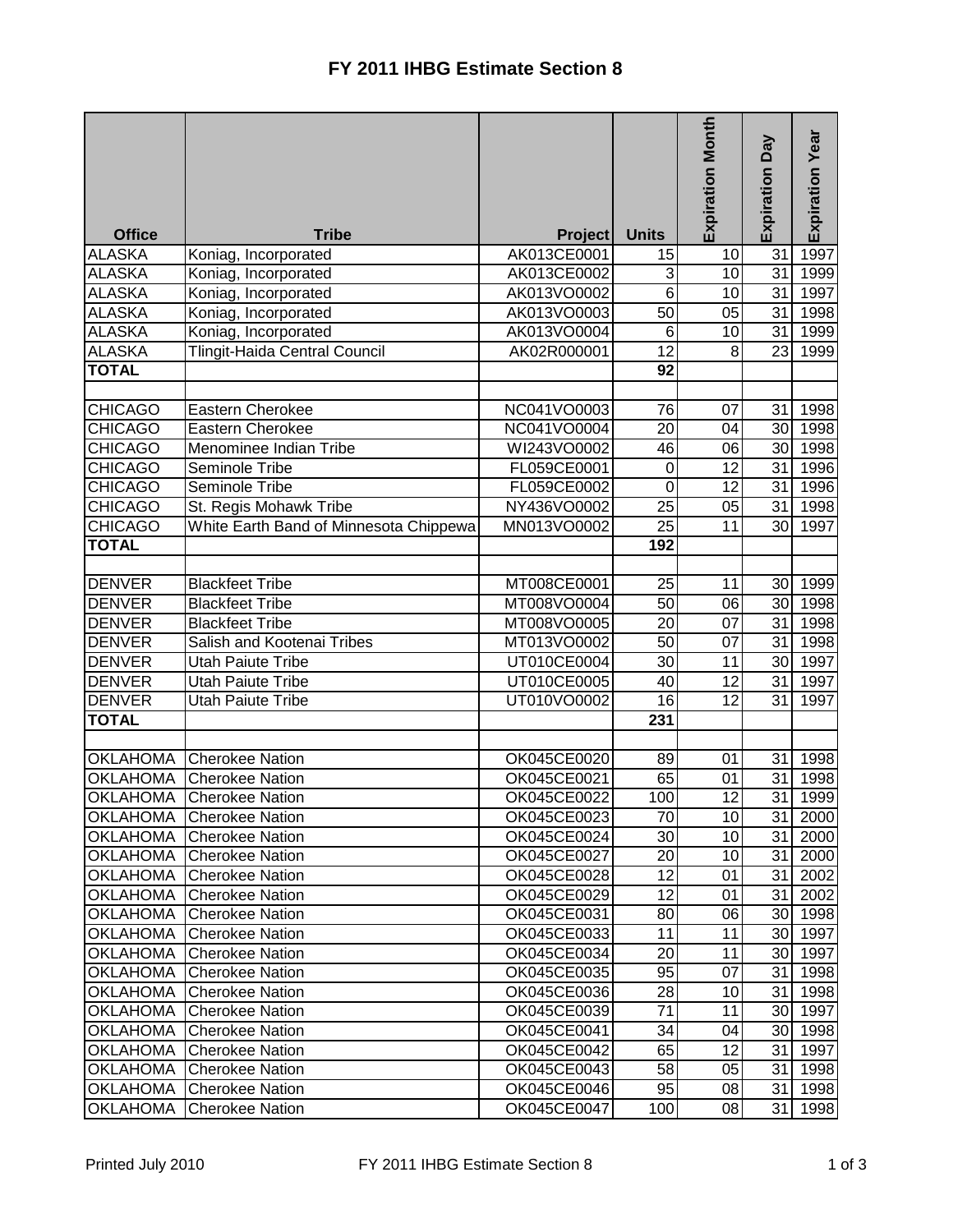# FY 2011 IHBG Estimate Section 8

| Office | Tribe | Project | Units | Expiration Month | Expiration Day | Expiration Year |
|---|---|---|---|---|---|---|
| ALASKA | Koniag, Incorporated | AK013CE0001 | 15 | 10 | 31 | 1997 |
| ALASKA | Koniag, Incorporated | AK013CE0002 | 3 | 10 | 31 | 1999 |
| ALASKA | Koniag, Incorporated | AK013VO0002 | 6 | 10 | 31 | 1997 |
| ALASKA | Koniag, Incorporated | AK013VO0003 | 50 | 05 | 31 | 1998 |
| ALASKA | Koniag, Incorporated | AK013VO0004 | 6 | 10 | 31 | 1999 |
| ALASKA | Tlingit-Haida Central Council | AK02R000001 | 12 | 8 | 23 | 1999 |
| **TOTAL** | | | **92** | | | |
| | | | | | | |
| CHICAGO | Eastern Cherokee | NC041VO0003 | 76 | 07 | 31 | 1998 |
| CHICAGO | Eastern Cherokee | NC041VO0004 | 20 | 04 | 30 | 1998 |
| CHICAGO | Menominee Indian Tribe | WI243VO0002 | 46 | 06 | 30 | 1998 |
| CHICAGO | Seminole Tribe | FL059CE0001 | 0 | 12 | 31 | 1996 |
| CHICAGO | Seminole Tribe | FL059CE0002 | 0 | 12 | 31 | 1996 |
| CHICAGO | St. Regis Mohawk Tribe | NY436VO0002 | 25 | 05 | 31 | 1998 |
| CHICAGO | White Earth Band of Minnesota Chippewa | MN013VO0002 | 25 | 11 | 30 | 1997 |
| **TOTAL** | | | **192** | | | |
| | | | | | | |
| DENVER | Blackfeet Tribe | MT008CE0001 | 25 | 11 | 30 | 1999 |
| DENVER | Blackfeet Tribe | MT008VO0004 | 50 | 06 | 30 | 1998 |
| DENVER | Blackfeet Tribe | MT008VO0005 | 20 | 07 | 31 | 1998 |
| DENVER | Salish and Kootenai Tribes | MT013VO0002 | 50 | 07 | 31 | 1998 |
| DENVER | Utah Paiute Tribe | UT010CE0004 | 30 | 11 | 30 | 1997 |
| DENVER | Utah Paiute Tribe | UT010CE0005 | 40 | 12 | 31 | 1997 |
| DENVER | Utah Paiute Tribe | UT010VO0002 | 16 | 12 | 31 | 1997 |
| **TOTAL** | | | **231** | | | |
| | | | | | | |
| OKLAHOMA | Cherokee Nation | OK045CE0020 | 89 | 01 | 31 | 1998 |
| OKLAHOMA | Cherokee Nation | OK045CE0021 | 65 | 01 | 31 | 1998 |
| OKLAHOMA | Cherokee Nation | OK045CE0022 | 100 | 12 | 31 | 1999 |
| OKLAHOMA | Cherokee Nation | OK045CE0023 | 70 | 10 | 31 | 2000 |
| OKLAHOMA | Cherokee Nation | OK045CE0024 | 30 | 10 | 31 | 2000 |
| OKLAHOMA | Cherokee Nation | OK045CE0027 | 20 | 10 | 31 | 2000 |
| OKLAHOMA | Cherokee Nation | OK045CE0028 | 12 | 01 | 31 | 2002 |
| OKLAHOMA | Cherokee Nation | OK045CE0029 | 12 | 01 | 31 | 2002 |
| OKLAHOMA | Cherokee Nation | OK045CE0031 | 80 | 06 | 30 | 1998 |
| OKLAHOMA | Cherokee Nation | OK045CE0033 | 11 | 11 | 30 | 1997 |
| OKLAHOMA | Cherokee Nation | OK045CE0034 | 20 | 11 | 30 | 1997 |
| OKLAHOMA | Cherokee Nation | OK045CE0035 | 95 | 07 | 31 | 1998 |
| OKLAHOMA | Cherokee Nation | OK045CE0036 | 28 | 10 | 31 | 1998 |
| OKLAHOMA | Cherokee Nation | OK045CE0039 | 71 | 11 | 30 | 1997 |
| OKLAHOMA | Cherokee Nation | OK045CE0041 | 34 | 04 | 30 | 1998 |
| OKLAHOMA | Cherokee Nation | OK045CE0042 | 65 | 12 | 31 | 1997 |
| OKLAHOMA | Cherokee Nation | OK045CE0043 | 58 | 05 | 31 | 1998 |
| OKLAHOMA | Cherokee Nation | OK045CE0046 | 95 | 08 | 31 | 1998 |
| OKLAHOMA | Cherokee Nation | OK045CE0047 | 100 | 08 | 31 | 1998 |

Printed July 2010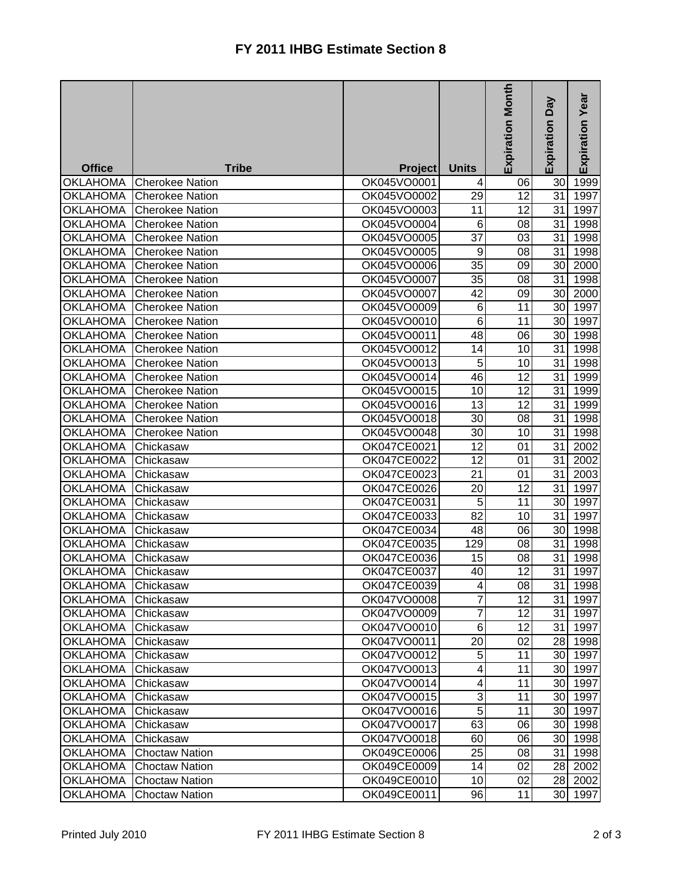# FY 2011 IHBG Estimate Section 8

| Office | Tribe | Project | Units | Expiration Month | Expiration Day | Expiration Year |
|---|---|---|---|---|---|---|
| OKLAHOMA | Cherokee Nation | OK045VO0001 | 4 | 06 | 30 | 1999 |
| OKLAHOMA | Cherokee Nation | OK045VO0002 | 29 | 12 | 31 | 1997 |
| OKLAHOMA | Cherokee Nation | OK045VO0003 | 11 | 12 | 31 | 1997 |
| OKLAHOMA | Cherokee Nation | OK045VO0004 | 6 | 08 | 31 | 1998 |
| OKLAHOMA | Cherokee Nation | OK045VO0005 | 37 | 03 | 31 | 1998 |
| OKLAHOMA | Cherokee Nation | OK045VO0005 | 9 | 08 | 31 | 1998 |
| OKLAHOMA | Cherokee Nation | OK045VO0006 | 35 | 09 | 30 | 2000 |
| OKLAHOMA | Cherokee Nation | OK045VO0007 | 35 | 08 | 31 | 1998 |
| OKLAHOMA | Cherokee Nation | OK045VO0007 | 42 | 09 | 30 | 2000 |
| OKLAHOMA | Cherokee Nation | OK045VO0009 | 6 | 11 | 30 | 1997 |
| OKLAHOMA | Cherokee Nation | OK045VO0010 | 6 | 11 | 30 | 1997 |
| OKLAHOMA | Cherokee Nation | OK045VO0011 | 48 | 06 | 30 | 1998 |
| OKLAHOMA | Cherokee Nation | OK045VO0012 | 14 | 10 | 31 | 1998 |
| OKLAHOMA | Cherokee Nation | OK045VO0013 | 5 | 10 | 31 | 1998 |
| OKLAHOMA | Cherokee Nation | OK045VO0014 | 46 | 12 | 31 | 1999 |
| OKLAHOMA | Cherokee Nation | OK045VO0015 | 10 | 12 | 31 | 1999 |
| OKLAHOMA | Cherokee Nation | OK045VO0016 | 13 | 12 | 31 | 1999 |
| OKLAHOMA | Cherokee Nation | OK045VO0018 | 30 | 08 | 31 | 1998 |
| OKLAHOMA | Cherokee Nation | OK045VO0048 | 30 | 10 | 31 | 1998 |
| OKLAHOMA | Chickasaw | OK047CE0021 | 12 | 01 | 31 | 2002 |
| OKLAHOMA | Chickasaw | OK047CE0022 | 12 | 01 | 31 | 2002 |
| OKLAHOMA | Chickasaw | OK047CE0023 | 21 | 01 | 31 | 2003 |
| OKLAHOMA | Chickasaw | OK047CE0026 | 20 | 12 | 31 | 1997 |
| OKLAHOMA | Chickasaw | OK047CE0031 | 5 | 11 | 30 | 1997 |
| OKLAHOMA | Chickasaw | OK047CE0033 | 82 | 10 | 31 | 1997 |
| OKLAHOMA | Chickasaw | OK047CE0034 | 48 | 06 | 30 | 1998 |
| OKLAHOMA | Chickasaw | OK047CE0035 | 129 | 08 | 31 | 1998 |
| OKLAHOMA | Chickasaw | OK047CE0036 | 15 | 08 | 31 | 1998 |
| OKLAHOMA | Chickasaw | OK047CE0037 | 40 | 12 | 31 | 1997 |
| OKLAHOMA | Chickasaw | OK047CE0039 | 4 | 08 | 31 | 1998 |
| OKLAHOMA | Chickasaw | OK047VO0008 | 7 | 12 | 31 | 1997 |
| OKLAHOMA | Chickasaw | OK047VO0009 | 7 | 12 | 31 | 1997 |
| OKLAHOMA | Chickasaw | OK047VO0010 | 6 | 12 | 31 | 1997 |
| OKLAHOMA | Chickasaw | OK047VO0011 | 20 | 02 | 28 | 1998 |
| OKLAHOMA | Chickasaw | OK047VO0012 | 5 | 11 | 30 | 1997 |
| OKLAHOMA | Chickasaw | OK047VO0013 | 4 | 11 | 30 | 1997 |
| OKLAHOMA | Chickasaw | OK047VO0014 | 4 | 11 | 30 | 1997 |
| OKLAHOMA | Chickasaw | OK047VO0015 | 3 | 11 | 30 | 1997 |
| OKLAHOMA | Chickasaw | OK047VO0016 | 5 | 11 | 30 | 1997 |
| OKLAHOMA | Chickasaw | OK047VO0017 | 63 | 06 | 30 | 1998 |
| OKLAHOMA | Chickasaw | OK047VO0018 | 60 | 06 | 30 | 1998 |
| OKLAHOMA | Choctaw Nation | OK049CE0006 | 25 | 08 | 31 | 1998 |
| OKLAHOMA | Choctaw Nation | OK049CE0009 | 14 | 02 | 28 | 2002 |
| OKLAHOMA | Choctaw Nation | OK049CE0010 | 10 | 02 | 28 | 2002 |
| OKLAHOMA | Choctaw Nation | OK049CE0011 | 96 | 11 | 30 | 1997 |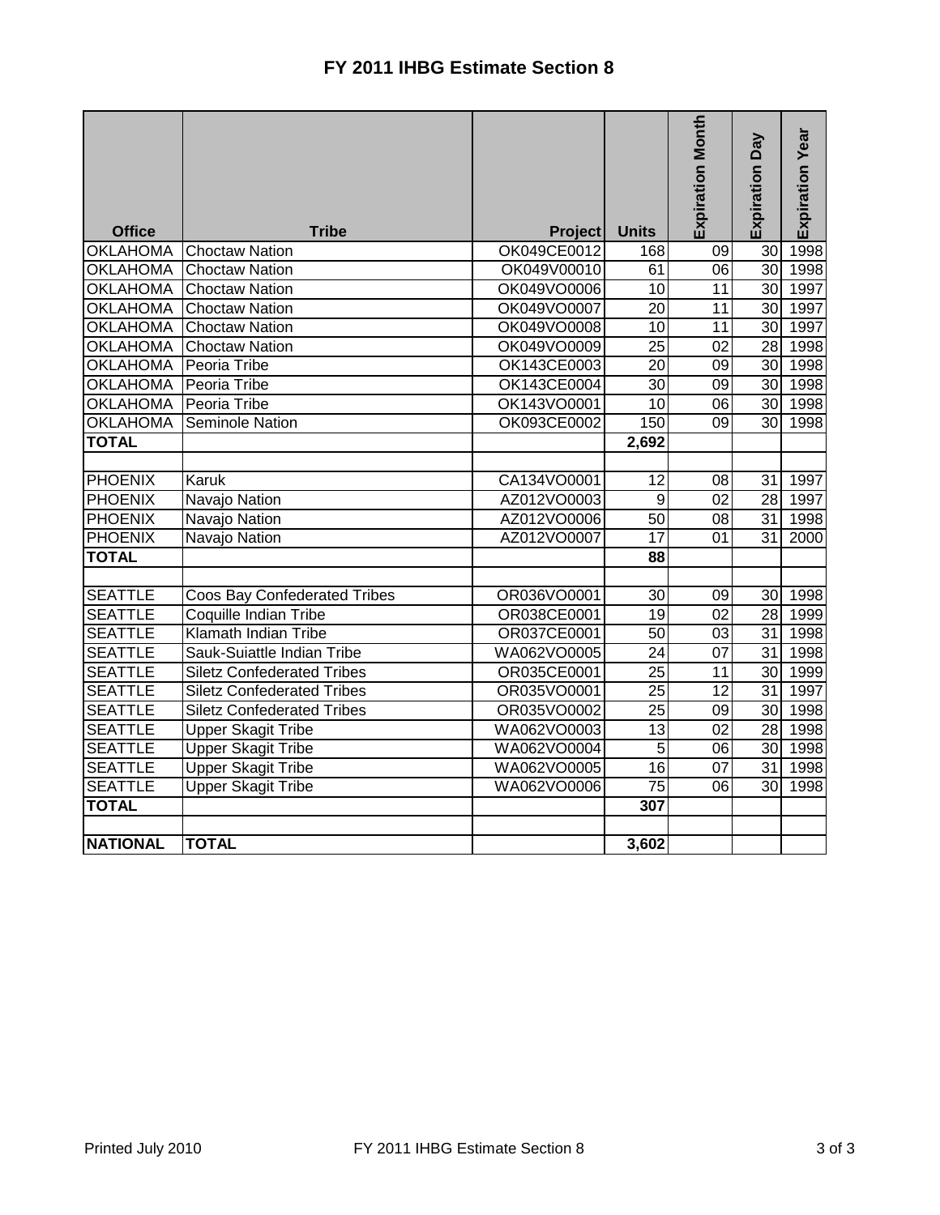# FY 2011 IHBG Estimate Section 8

| Office | Tribe | Project | Units | Expiration Month | Expiration Day | Expiration Year |
|---|---|---|---|---|---|---|
| OKLAHOMA | Choctaw Nation | OK049CE0012 | 168 | 09 | 30 | 1998 |
| OKLAHOMA | Choctaw Nation | OK049V00010 | 61 | 06 | 30 | 1998 |
| OKLAHOMA | Choctaw Nation | OK049VO0006 | 10 | 11 | 30 | 1997 |
| OKLAHOMA | Choctaw Nation | OK049VO0007 | 20 | 11 | 30 | 1997 |
| OKLAHOMA | Choctaw Nation | OK049VO0008 | 10 | 11 | 30 | 1997 |
| OKLAHOMA | Choctaw Nation | OK049VO0009 | 25 | 02 | 28 | 1998 |
| OKLAHOMA | Peoria Tribe | OK143CE0003 | 20 | 09 | 30 | 1998 |
| OKLAHOMA | Peoria Tribe | OK143CE0004 | 30 | 09 | 30 | 1998 |
| OKLAHOMA | Peoria Tribe | OK143VO0001 | 10 | 06 | 30 | 1998 |
| OKLAHOMA | Seminole Nation | OK093CE0002 | 150 | 09 | 30 | 1998 |
| **TOTAL** | | | **2,692** | | | |
| | | | | | | |
| PHOENIX | Karuk | CA134VO0001 | 12 | 08 | 31 | 1997 |
| PHOENIX | Navajo Nation | AZ012VO0003 | 9 | 02 | 28 | 1997 |
| PHOENIX | Navajo Nation | AZ012VO0006 | 50 | 08 | 31 | 1998 |
| PHOENIX | Navajo Nation | AZ012VO0007 | 17 | 01 | 31 | 2000 |
| **TOTAL** | | | **88** | | | |
| | | | | | | |
| SEATTLE | Coos Bay Confederated Tribes | OR036VO0001 | 30 | 09 | 30 | 1998 |
| SEATTLE | Coquille Indian Tribe | OR038CE0001 | 19 | 02 | 28 | 1999 |
| SEATTLE | Klamath Indian Tribe | OR037CE0001 | 50 | 03 | 31 | 1998 |
| SEATTLE | Sauk-Suiattle Indian Tribe | WA062VO0005 | 24 | 07 | 31 | 1998 |
| SEATTLE | Siletz Confederated Tribes | OR035CE0001 | 25 | 11 | 30 | 1999 |
| SEATTLE | Siletz Confederated Tribes | OR035VO0001 | 25 | 12 | 31 | 1997 |
| SEATTLE | Siletz Confederated Tribes | OR035VO0002 | 25 | 09 | 30 | 1998 |
| SEATTLE | Upper Skagit Tribe | WA062VO0003 | 13 | 02 | 28 | 1998 |
| SEATTLE | Upper Skagit Tribe | WA062VO0004 | 5 | 06 | 30 | 1998 |
| SEATTLE | Upper Skagit Tribe | WA062VO0005 | 16 | 07 | 31 | 1998 |
| SEATTLE | Upper Skagit Tribe | WA062VO0006 | 75 | 06 | 30 | 1998 |
| **TOTAL** | | | **307** | | | |
| | | | | | | |
| **NATIONAL** | **TOTAL** | | **3,602** | | | |

Printed July 2010